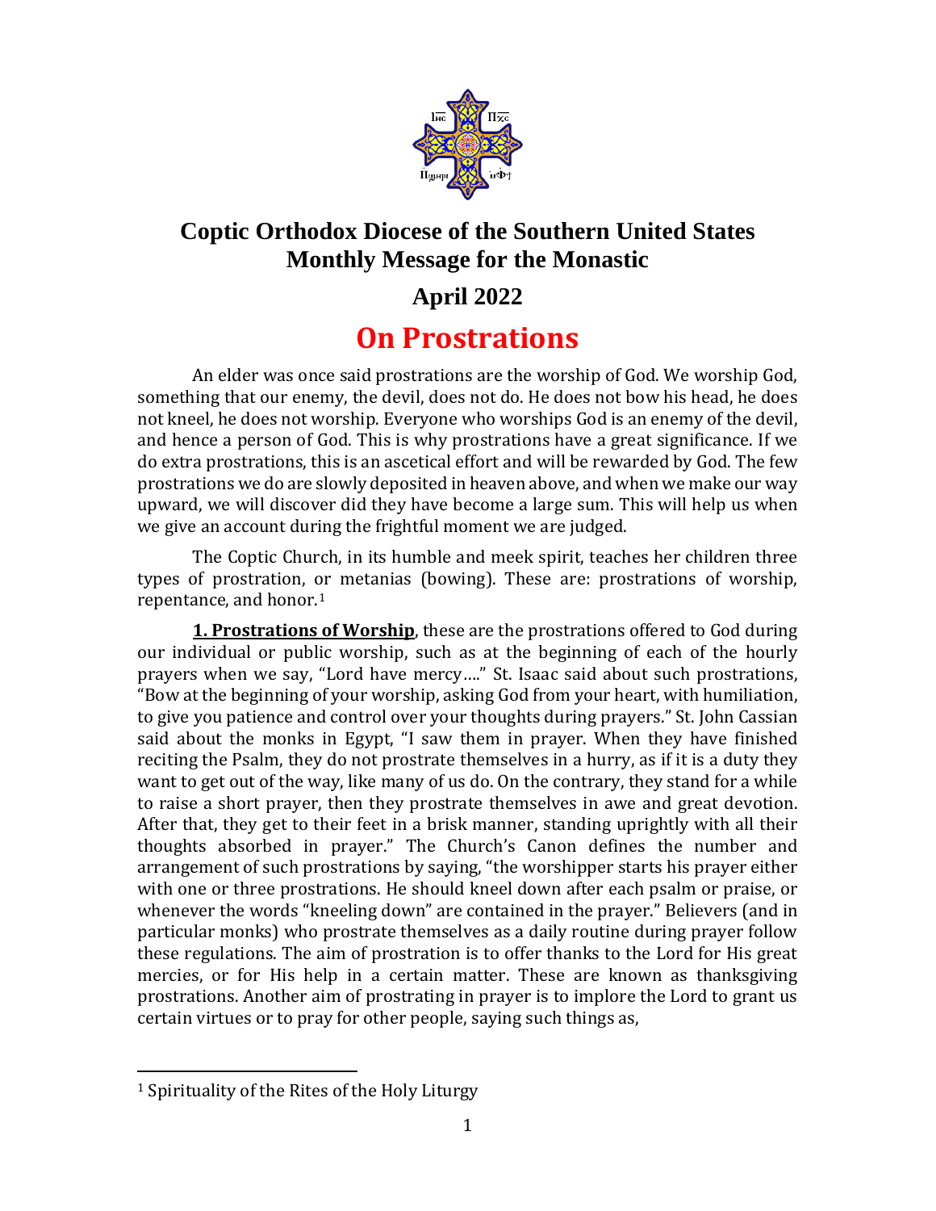# Coptic Orthodox Diocese of the Southern United States
## Monthly Message for the Monastic

### April 2022

# On Prostrations

An elder was once said prostrations are the worship of God. We worship God, something that our enemy, the devil, does not do. He does not bow his head, he does not kneel, he does not worship. Everyone who worships God is an enemy of the devil, and hence a person of God. This is why prostrations have a great significance. If we do extra prostrations, this is an ascetical effort and will be rewarded by God. The few prostrations we do are slowly deposited in heaven above, and when we make our way upward, we will discover did they have become a large sum. This will help us when we give an account during the frightful moment we are judged.

The Coptic Church, in its humble and meek spirit, teaches her children three types of prostration, or metanias (bowing). These are: prostrations of worship, repentance, and honor.[1]

**1. Prostrations of Worship**, these are the prostrations offered to God during our individual or public worship, such as at the beginning of each of the hourly prayers when we say, "Lord have mercy…." St. Isaac said about such prostrations, "Bow at the beginning of your worship, asking God from your heart, with humiliation, to give you patience and control over your thoughts during prayers." St. John Cassian said about the monks in Egypt, "I saw them in prayer. When they have finished reciting the Psalm, they do not prostrate themselves in a hurry, as if it is a duty they want to get out of the way, like many of us do. On the contrary, they stand for a while to raise a short prayer, then they prostrate themselves in awe and great devotion. After that, they get to their feet in a brisk manner, standing uprightly with all their thoughts absorbed in prayer." The Church's Canon defines the number and arrangement of such prostrations by saying, "the worshipper starts his prayer either with one or three prostrations. He should kneel down after each psalm or praise, or whenever the words "kneeling down" are contained in the prayer." Believers (and in particular monks) who prostrate themselves as a daily routine during prayer follow these regulations. The aim of prostration is to offer thanks to the Lord for His great mercies, or for His help in a certain matter. These are known as thanksgiving prostrations. Another aim of prostrating in prayer is to implore the Lord to grant us certain virtues or to pray for other people, saying such things as,

---

[1] Spirituality of the Rites of the Holy Liturgy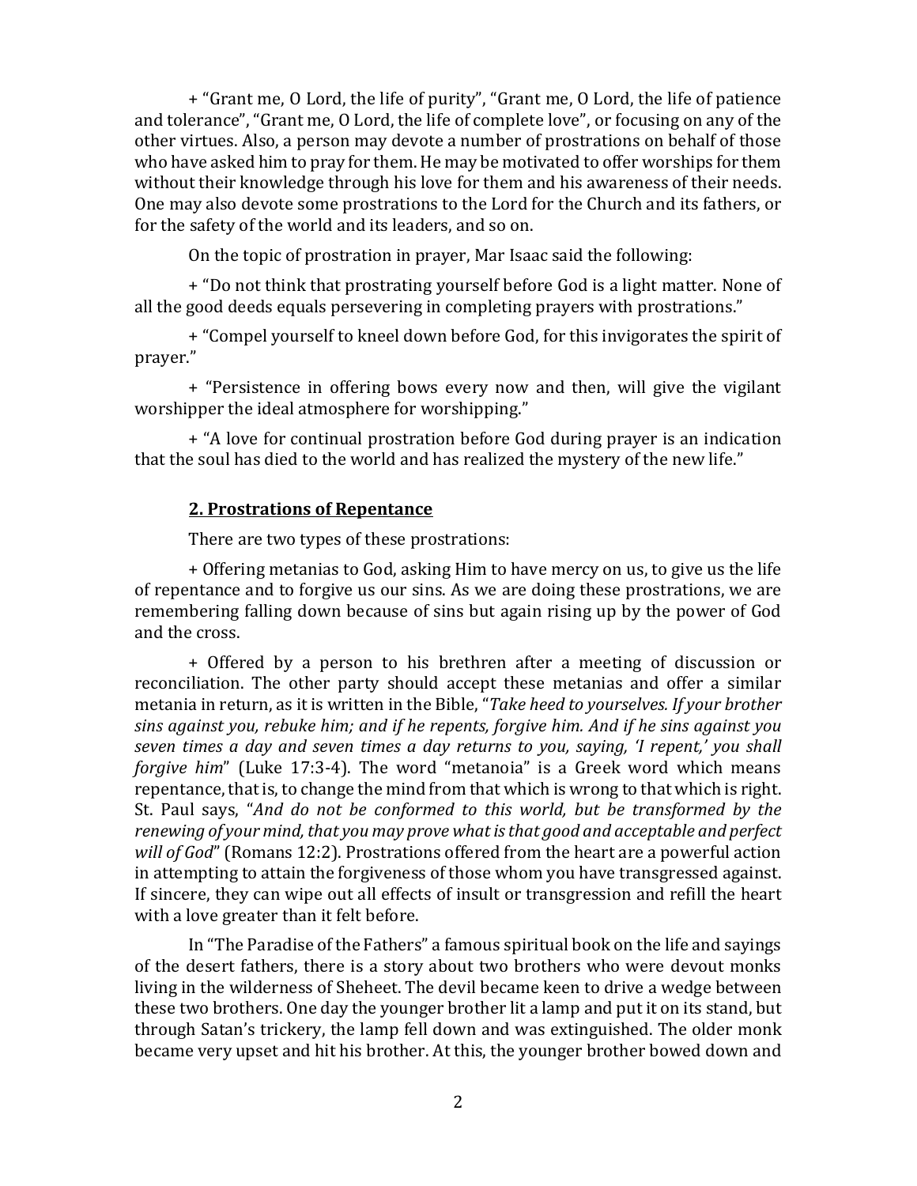+ "Grant me, O Lord, the life of purity", "Grant me, O Lord, the life of patience and tolerance", "Grant me, O Lord, the life of complete love", or focusing on any of the other virtues. Also, a person may devote a number of prostrations on behalf of those who have asked him to pray for them. He may be motivated to offer worships for them without their knowledge through his love for them and his awareness of their needs. One may also devote some prostrations to the Lord for the Church and its fathers, or for the safety of the world and its leaders, and so on.

On the topic of prostration in prayer, Mar Isaac said the following:

+ "Do not think that prostrating yourself before God is a light matter. None of all the good deeds equals persevering in completing prayers with prostrations."

+ "Compel yourself to kneel down before God, for this invigorates the spirit of prayer."

+ "Persistence in offering bows every now and then, will give the vigilant worshipper the ideal atmosphere for worshipping."

+ "A love for continual prostration before God during prayer is an indication that the soul has died to the world and has realized the mystery of the new life."

## 2. Prostrations of Repentance

There are two types of these prostrations:

+ Offering metanias to God, asking Him to have mercy on us, to give us the life of repentance and to forgive us our sins. As we are doing these prostrations, we are remembering falling down because of sins but again rising up by the power of God and the cross.

+ Offered by a person to his brethren after a meeting of discussion or reconciliation. The other party should accept these metanias and offer a similar metania in return, as it is written in the Bible, "*Take heed to yourselves. If your brother sins against you, rebuke him; and if he repents, forgive him. And if he sins against you seven times a day and seven times a day returns to you, saying, 'I repent,' you shall forgive him*" (Luke 17:3-4). The word "metanoia" is a Greek word which means repentance, that is, to change the mind from that which is wrong to that which is right. St. Paul says, "*And do not be conformed to this world, but be transformed by the renewing of your mind, that you may prove what is that good and acceptable and perfect will of God*" (Romans 12:2). Prostrations offered from the heart are a powerful action in attempting to attain the forgiveness of those whom you have transgressed against. If sincere, they can wipe out all effects of insult or transgression and refill the heart with a love greater than it felt before.

In "The Paradise of the Fathers" a famous spiritual book on the life and sayings of the desert fathers, there is a story about two brothers who were devout monks living in the wilderness of Sheheet. The devil became keen to drive a wedge between these two brothers. One day the younger brother lit a lamp and put it on its stand, but through Satan's trickery, the lamp fell down and was extinguished. The older monk became very upset and hit his brother. At this, the younger brother bowed down and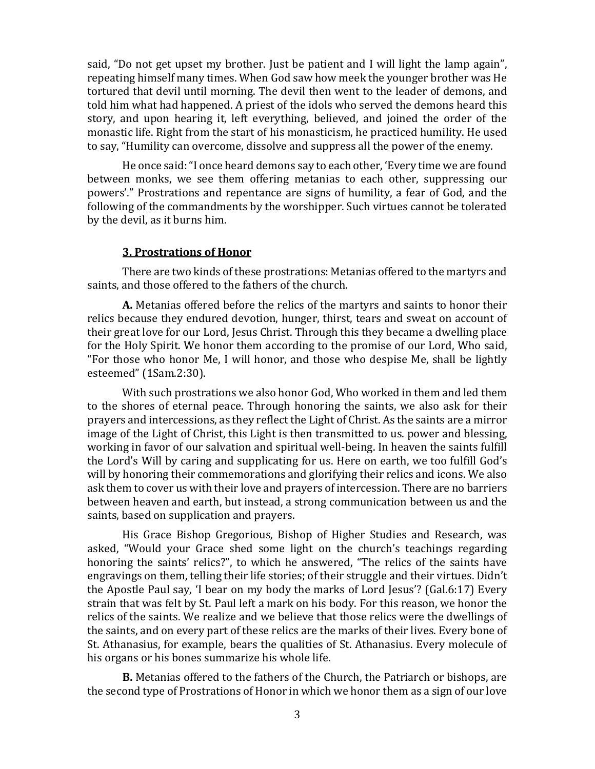said, "Do not get upset my brother. Just be patient and I will light the lamp again", repeating himself many times. When God saw how meek the younger brother was He tortured that devil until morning. The devil then went to the leader of demons, and told him what had happened. A priest of the idols who served the demons heard this story, and upon hearing it, left everything, believed, and joined the order of the monastic life. Right from the start of his monasticism, he practiced humility. He used to say, "Humility can overcome, dissolve and suppress all the power of the enemy.

He once said: "I once heard demons say to each other, 'Every time we are found between monks, we see them offering metanias to each other, suppressing our powers'." Prostrations and repentance are signs of humility, a fear of God, and the following of the commandments by the worshipper. Such virtues cannot be tolerated by the devil, as it burns him.

### **3. Prostrations of Honor**

There are two kinds of these prostrations: Metanias offered to the martyrs and saints, and those offered to the fathers of the church.

**A.** Metanias offered before the relics of the martyrs and saints to honor their relics because they endured devotion, hunger, thirst, tears and sweat on account of their great love for our Lord, Jesus Christ. Through this they became a dwelling place for the Holy Spirit. We honor them according to the promise of our Lord, Who said, "For those who honor Me, I will honor, and those who despise Me, shall be lightly esteemed" (1Sam.2:30).

With such prostrations we also honor God, Who worked in them and led them to the shores of eternal peace. Through honoring the saints, we also ask for their prayers and intercessions, as they reflect the Light of Christ. As the saints are a mirror image of the Light of Christ, this Light is then transmitted to us. power and blessing, working in favor of our salvation and spiritual well-being. In heaven the saints fulfill the Lord's Will by caring and supplicating for us. Here on earth, we too fulfill God's will by honoring their commemorations and glorifying their relics and icons. We also ask them to cover us with their love and prayers of intercession. There are no barriers between heaven and earth, but instead, a strong communication between us and the saints, based on supplication and prayers.

His Grace Bishop Gregorious, Bishop of Higher Studies and Research, was asked, "Would your Grace shed some light on the church's teachings regarding honoring the saints' relics?", to which he answered, "The relics of the saints have engravings on them, telling their life stories; of their struggle and their virtues. Didn't the Apostle Paul say, 'I bear on my body the marks of Lord Jesus'? (Gal.6:17) Every strain that was felt by St. Paul left a mark on his body. For this reason, we honor the relics of the saints. We realize and we believe that those relics were the dwellings of the saints, and on every part of these relics are the marks of their lives. Every bone of St. Athanasius, for example, bears the qualities of St. Athanasius. Every molecule of his organs or his bones summarize his whole life.

**B.** Metanias offered to the fathers of the Church, the Patriarch or bishops, are the second type of Prostrations of Honor in which we honor them as a sign of our love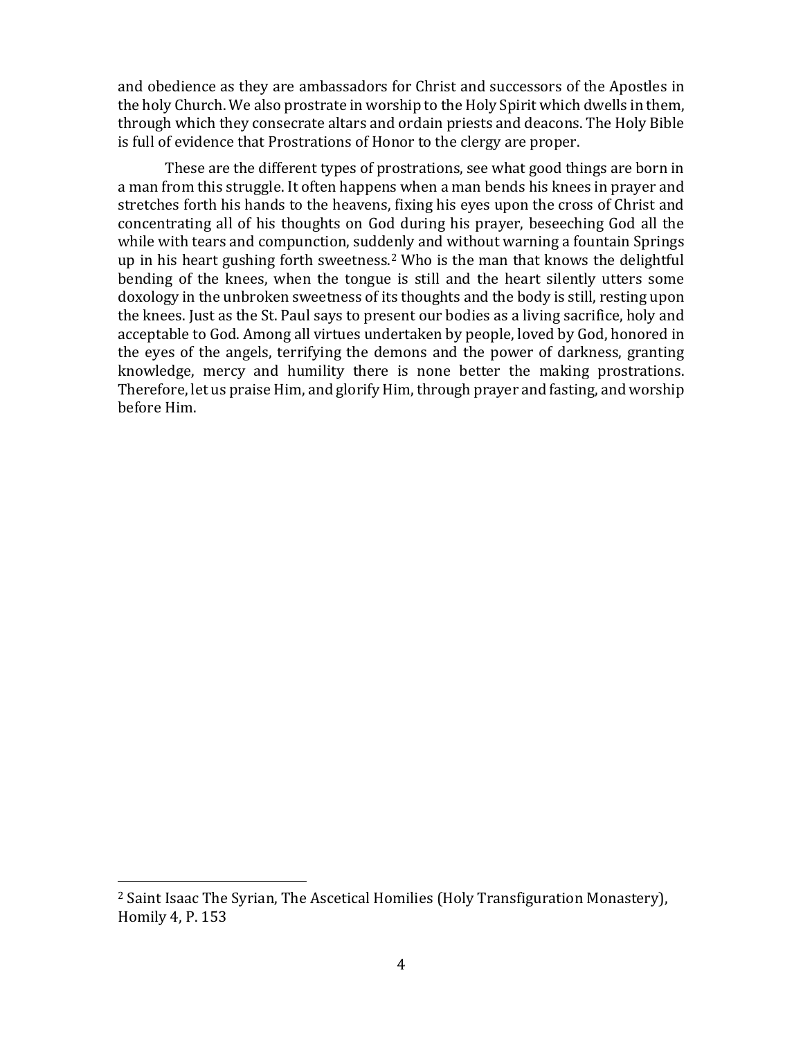and obedience as they are ambassadors for Christ and successors of the Apostles in the holy Church. We also prostrate in worship to the Holy Spirit which dwells in them, through which they consecrate altars and ordain priests and deacons. The Holy Bible is full of evidence that Prostrations of Honor to the clergy are proper.

These are the different types of prostrations, see what good things are born in a man from this struggle. It often happens when a man bends his knees in prayer and stretches forth his hands to the heavens, fixing his eyes upon the cross of Christ and concentrating all of his thoughts on God during his prayer, beseeching God all the while with tears and compunction, suddenly and without warning a fountain Springs up in his heart gushing forth sweetness.[2] Who is the man that knows the delightful bending of the knees, when the tongue is still and the heart silently utters some doxology in the unbroken sweetness of its thoughts and the body is still, resting upon the knees. Just as the St. Paul says to present our bodies as a living sacrifice, holy and acceptable to God. Among all virtues undertaken by people, loved by God, honored in the eyes of the angels, terrifying the demons and the power of darkness, granting knowledge, mercy and humility there is none better the making prostrations. Therefore, let us praise Him, and glorify Him, through prayer and fasting, and worship before Him.

---

[2] Saint Isaac The Syrian, The Ascetical Homilies (Holy Transfiguration Monastery), Homily 4, P. 153